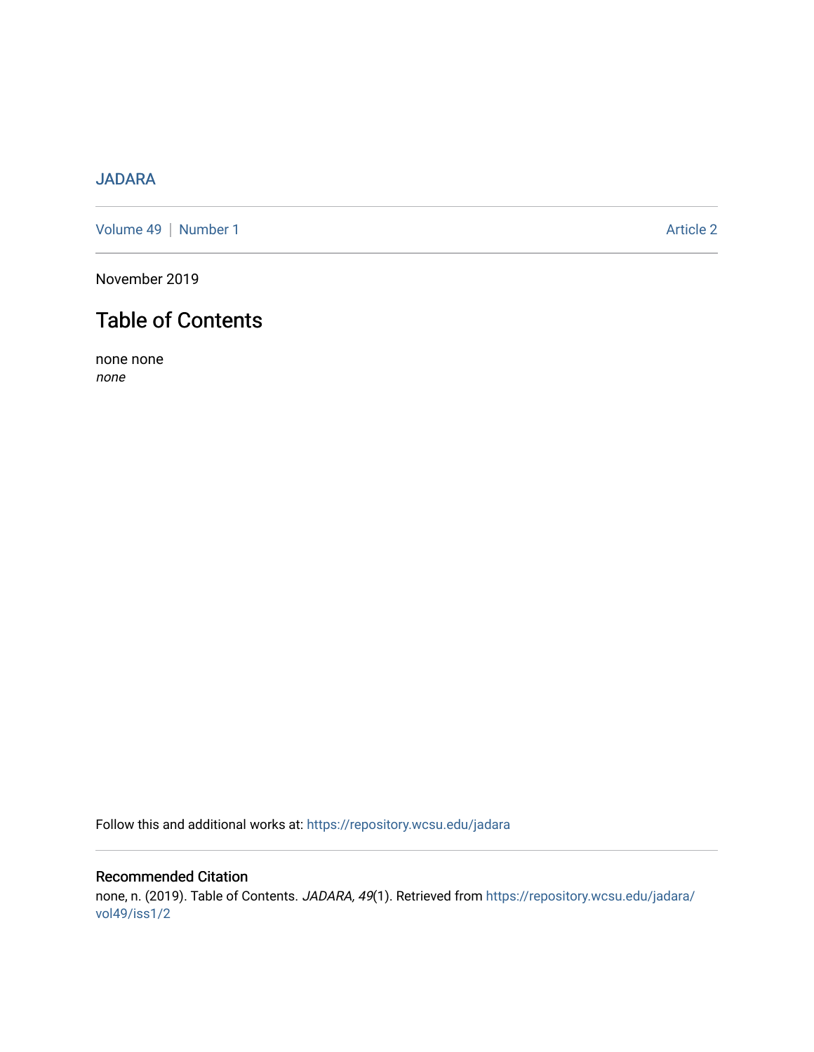JADARA

Volume 49 | Number 1 Article 2

November 2019

# Table of Contents

none none
*none*

Follow this and additional works at: https://repository.wcsu.edu/jadara

## Recommended Citation

none, n. (2019). Table of Contents. *JADARA, 49*(1). Retrieved from https://repository.wcsu.edu/jadara/vol49/iss1/2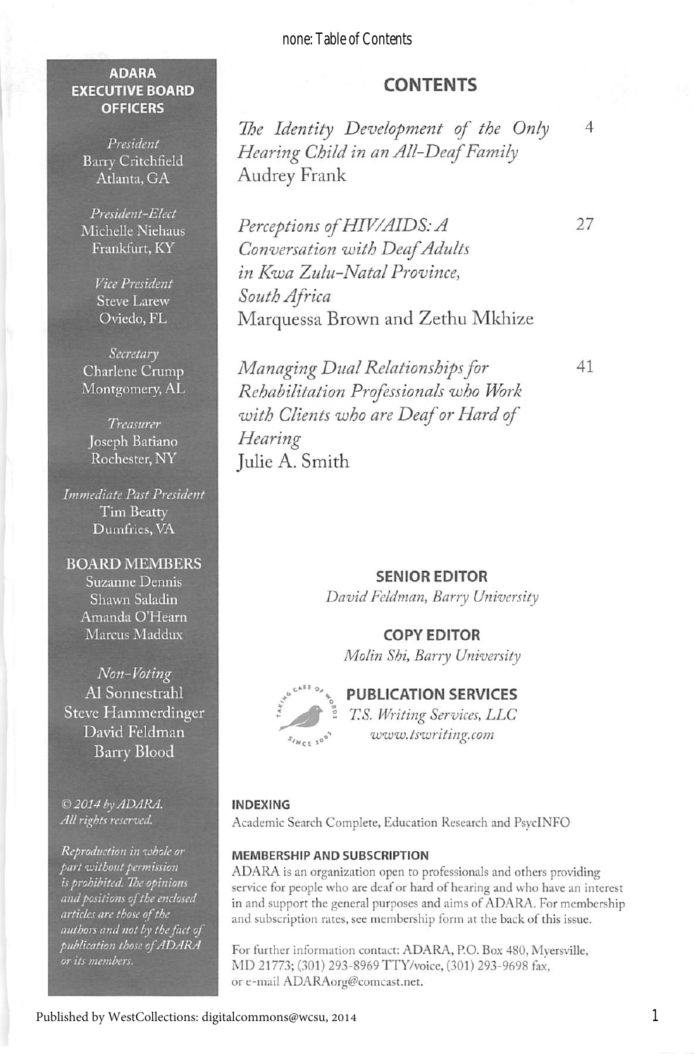## ADARA EXECUTIVE BOARD OFFICERS

*President*
Barry Critchfield
Atlanta, GA

*President-Elect*
Michelle Niehaus
Frankfurt, KY

*Vice President*
Steve Larew
Oviedo, FL

*Secretary*
Charlene Crump
Montgomery, AL

*Treasurer*
Joseph Batiano
Rochester, NY

*Immediate Past President*
Tim Beatty
Dumfries, VA

**BOARD MEMBERS**
Suzanne Dennis
Shawn Saladin
Amanda O'Hearn
Marcus Maddux

*Non-Voting*
Al Sonnestrahl
Steve Hammerdinger
David Feldman
Barry Blood

*© 2014 by ADARA. All rights reserved.*

*Reproduction in whole or part without permission is prohibited. The opinions and positions of the enclosed articles are those of the authors and not by the fact of publication those of ADARA or its members.*

# CONTENTS

*The Identity Development of the Only Hearing Child in an All-Deaf Family* — 4
Audrey Frank

*Perceptions of HIV/AIDS: A Conversation with Deaf Adults in Kwa Zulu-Natal Province, South Africa* — 27
Marquessa Brown and Zethu Mkhize

*Managing Dual Relationships for Rehabilitation Professionals who Work with Clients who are Deaf or Hard of Hearing* — 41
Julie A. Smith

**SENIOR EDITOR**
*David Feldman, Barry University*

**COPY EDITOR**
*Molin Shi, Barry University*

**PUBLICATION SERVICES**
*T.S. Writing Services, LLC*
*www.tswriting.com*

**INDEXING**
Academic Search Complete, Education Research and PsycINFO

**MEMBERSHIP AND SUBSCRIPTION**
ADARA is an organization open to professionals and others providing service for people who are deaf or hard of hearing and who have an interest in and support the general purposes and aims of ADARA. For membership and subscription rates, see membership form at the back of this issue.

For further information contact: ADARA, P.O. Box 480, Myersville, MD 21773; (301) 293-8969 TTY/voice, (301) 293-9698 fax, or e-mail ADARAorg@comcast.net.